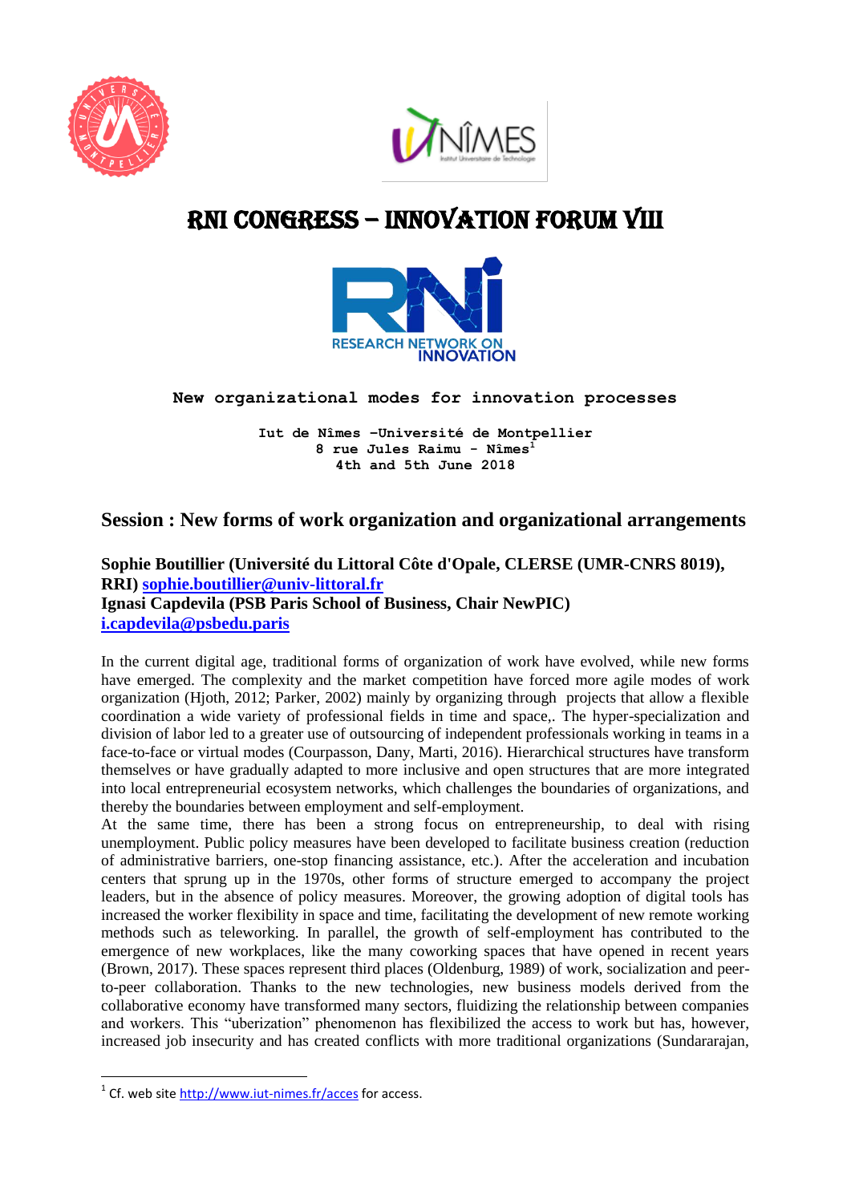# RNI CONGRESS – INNOVATION FORUM VIII

RESEARCH NETWORK ON INNOVATION

**New organizational modes for innovation processes**

**Iut de Nîmes –Université de Montpellier**
**8 rue Jules Raimu - Nîmes**[1]
**4th and 5th June 2018**

## Session : New forms of work organization and organizational arrangements

**Sophie Boutillier (Université du Littoral Côte d'Opale, CLERSE (UMR-CNRS 8019), RRI) sophie.boutillier@univ-littoral.fr**
**Ignasi Capdevila (PSB Paris School of Business, Chair NewPIC)**
**i.capdevila@psbedu.paris**

In the current digital age, traditional forms of organization of work have evolved, while new forms have emerged. The complexity and the market competition have forced more agile modes of work organization (Hjoth, 2012; Parker, 2002) mainly by organizing through projects that allow a flexible coordination a wide variety of professional fields in time and space,. The hyper-specialization and division of labor led to a greater use of outsourcing of independent professionals working in teams in a face-to-face or virtual modes (Courpasson, Dany, Marti, 2016). Hierarchical structures have transform themselves or have gradually adapted to more inclusive and open structures that are more integrated into local entrepreneurial ecosystem networks, which challenges the boundaries of organizations, and thereby the boundaries between employment and self-employment.

At the same time, there has been a strong focus on entrepreneurship, to deal with rising unemployment. Public policy measures have been developed to facilitate business creation (reduction of administrative barriers, one-stop financing assistance, etc.). After the acceleration and incubation centers that sprung up in the 1970s, other forms of structure emerged to accompany the project leaders, but in the absence of policy measures. Moreover, the growing adoption of digital tools has increased the worker flexibility in space and time, facilitating the development of new remote working methods such as teleworking. In parallel, the growth of self-employment has contributed to the emergence of new workplaces, like the many coworking spaces that have opened in recent years (Brown, 2017). These spaces represent third places (Oldenburg, 1989) of work, socialization and peer-to-peer collaboration. Thanks to the new technologies, new business models derived from the collaborative economy have transformed many sectors, fluidizing the relationship between companies and workers. This "uberization" phenomenon has flexibilized the access to work but has, however, increased job insecurity and has created conflicts with more traditional organizations (Sundararajan,

---

[1] Cf. web site http://www.iut-nimes.fr/acces for access.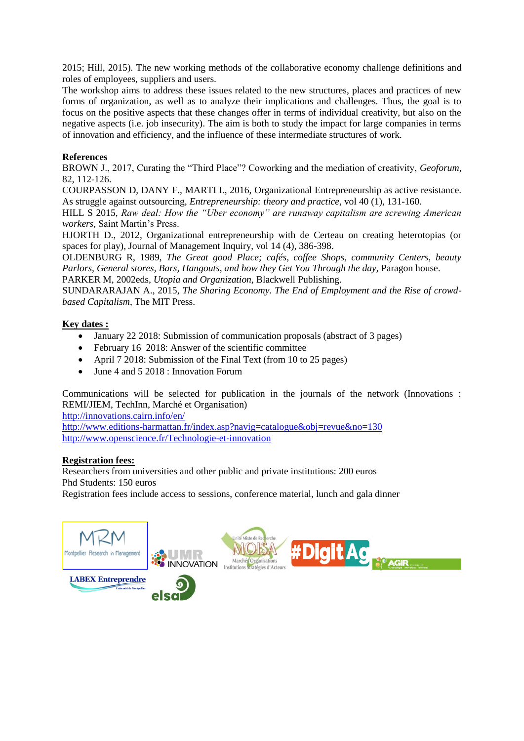2015; Hill, 2015). The new working methods of the collaborative economy challenge definitions and roles of employees, suppliers and users.

The workshop aims to address these issues related to the new structures, places and practices of new forms of organization, as well as to analyze their implications and challenges. Thus, the goal is to focus on the positive aspects that these changes offer in terms of individual creativity, but also on the negative aspects (i.e. job insecurity). The aim is both to study the impact for large companies in terms of innovation and efficiency, and the influence of these intermediate structures of work.

**References**

BROWN J., 2017, Curating the "Third Place"? Coworking and the mediation of creativity, *Geoforum*, 82, 112-126.

COURPASSON D, DANY F., MARTI I., 2016, Organizational Entrepreneurship as active resistance. As struggle against outsourcing, *Entrepreneurship: theory and practice*, vol 40 (1), 131-160.

HILL S 2015, *Raw deal: How the "Uber economy" are runaway capitalism are screwing American workers*, Saint Martin's Press.

HJORTH D., 2012, Organizational entrepreneurship with de Certeau on creating heterotopias (or spaces for play), Journal of Management Inquiry, vol 14 (4), 386-398.

OLDENBURG R, 1989, *The Great good Place; cafés, coffee Shops, community Centers, beauty Parlors, General stores, Bars, Hangouts, and how they Get You Through the day*, Paragon house.

PARKER M, 2002eds, *Utopia and Organization*, Blackwell Publishing.

SUNDARARAJAN A., 2015, *The Sharing Economy. The End of Employment and the Rise of crowd-based Capitalism*, The MIT Press.

**Key dates :**

- January 22 2018: Submission of communication proposals (abstract of 3 pages)
- February 16 2018: Answer of the scientific committee
- April 7 2018: Submission of the Final Text (from 10 to 25 pages)
- June 4 and 5 2018 : Innovation Forum

Communications will be selected for publication in the journals of the network (Innovations : REMI/JIEM, TechInn, Marché et Organisation)

http://innovations.cairn.info/en/

http://www.editions-harmattan.fr/index.asp?navig=catalogue&obj=revue&no=130

http://www.openscience.fr/Technologie-et-innovation

**Registration fees:**

Researchers from universities and other public and private institutions: 200 euros

Phd Students: 150 euros

Registration fees include access to sessions, conference material, lunch and gala dinner